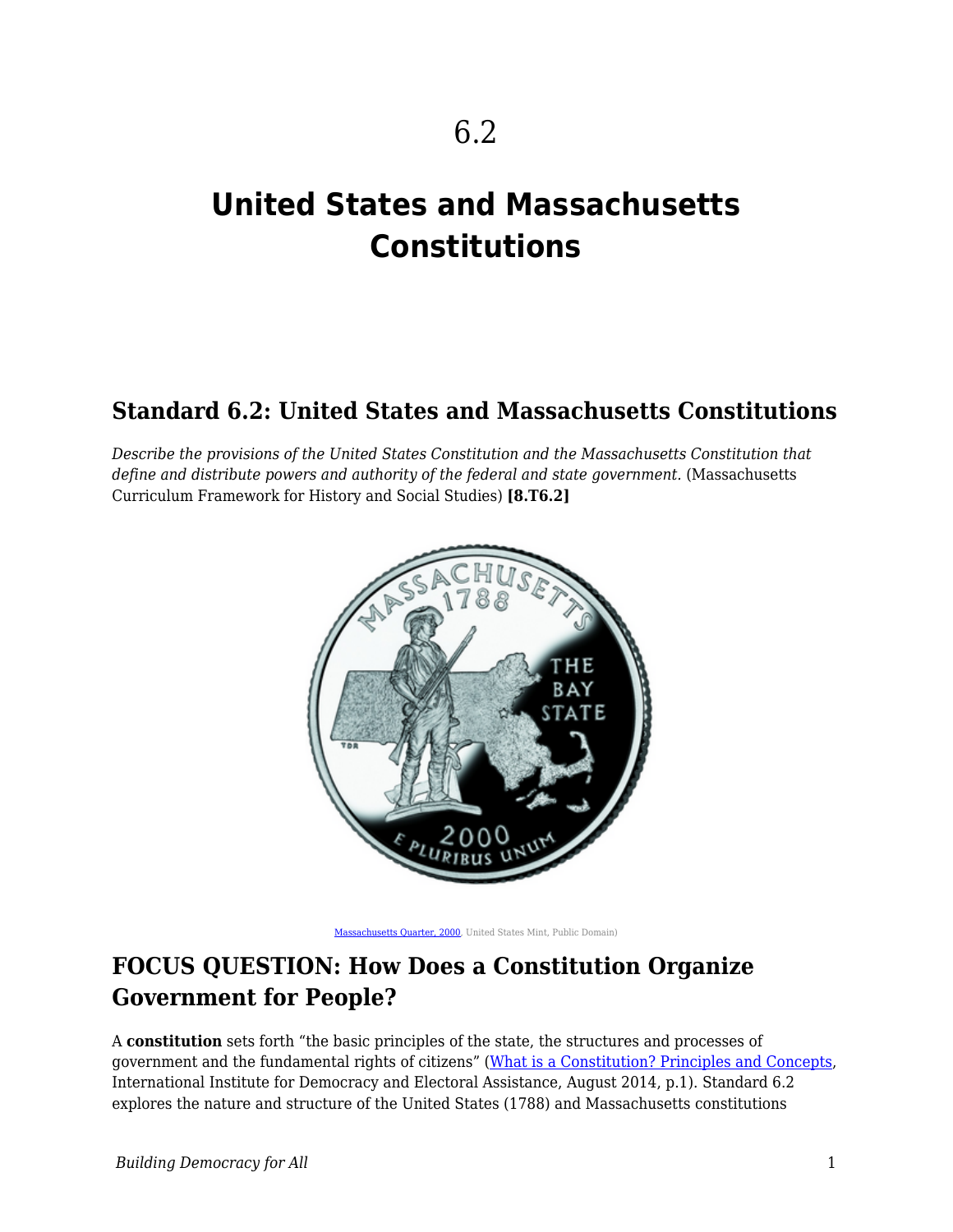# 6.2

# United States and Massachusetts Constitutions

## Standard 6.2: United States and Massachusetts Constitutions

*Describe the provisions of the United States Constitution and the Massachusetts Constitution that define and distribute powers and authority of the federal and state government.* (Massachusetts Curriculum Framework for History and Social Studies) **[8.T6.2]**

[Massachusetts Quarter, 2000](), United States Mint, Public Domain)

## FOCUS QUESTION: How Does a Constitution Organize Government for People?

A **constitution** sets forth "the basic principles of the state, the structures and processes of government and the fundamental rights of citizens" ([What is a Constitution? Principles and Concepts](), International Institute for Democracy and Electoral Assistance, August 2014, p.1). Standard 6.2 explores the nature and structure of the United States (1788) and Massachusetts constitutions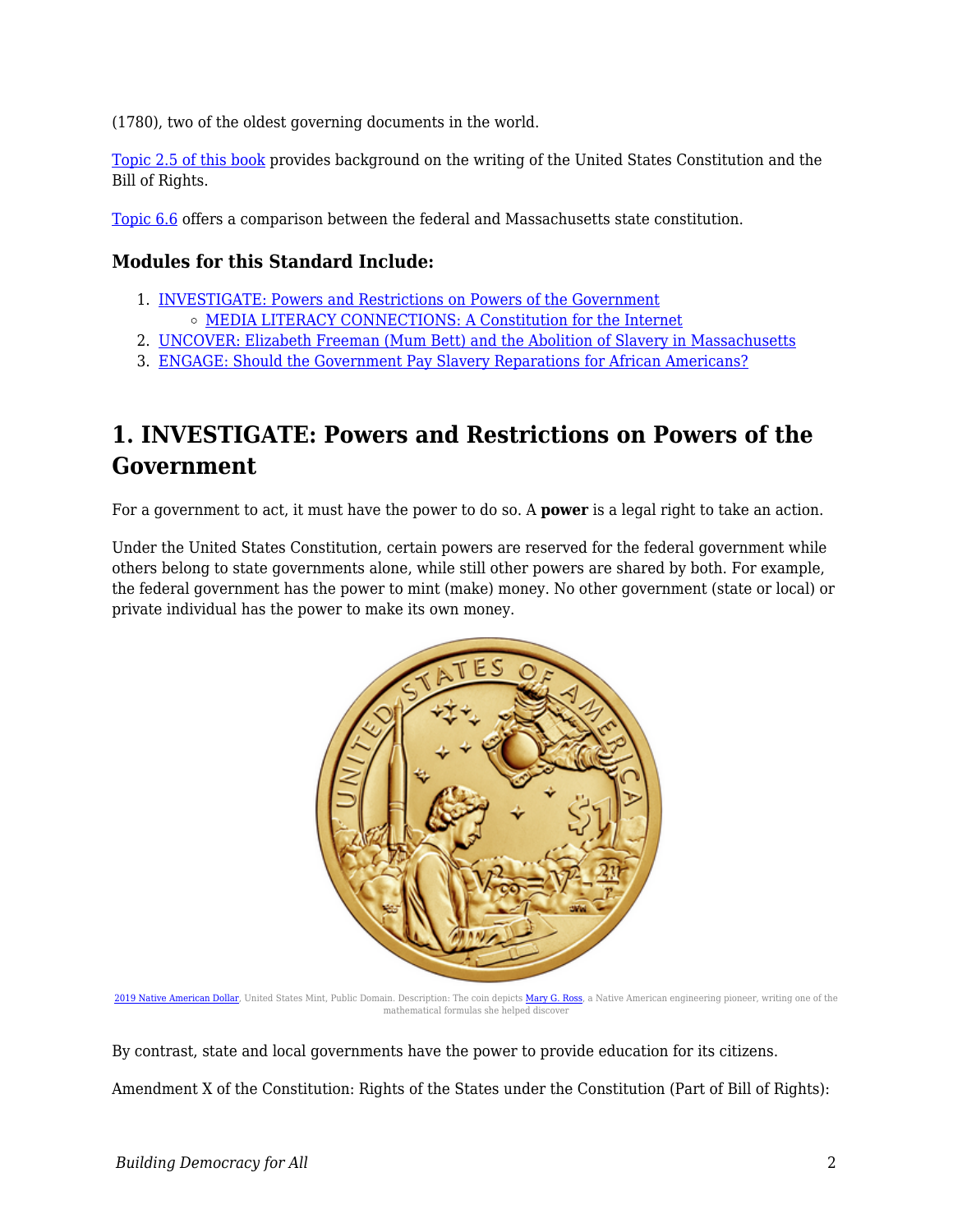(1780), two of the oldest governing documents in the world.

[Topic 2.5 of this book](#) provides background on the writing of the United States Constitution and the Bill of Rights.

[Topic 6.6](#) offers a comparison between the federal and Massachusetts state constitution.

### Modules for this Standard Include:

1. [INVESTIGATE: Powers and Restrictions on Powers of the Government](#)
   - [MEDIA LITERACY CONNECTIONS: A Constitution for the Internet](#)
2. [UNCOVER: Elizabeth Freeman (Mum Bett) and the Abolition of Slavery in Massachusetts](#)
3. [ENGAGE: Should the Government Pay Slavery Reparations for African Americans?](#)

## 1. INVESTIGATE: Powers and Restrictions on Powers of the Government

For a government to act, it must have the power to do so. A **power** is a legal right to take an action.

Under the United States Constitution, certain powers are reserved for the federal government while others belong to state governments alone, while still other powers are shared by both. For example, the federal government has the power to mint (make) money. No other government (state or local) or private individual has the power to make its own money.

[2019 Native American Dollar](#), United States Mint, Public Domain. Description: The coin depicts [Mary G. Ross](#), a Native American engineering pioneer, writing one of the mathematical formulas she helped discover

By contrast, state and local governments have the power to provide education for its citizens.

Amendment X of the Constitution: Rights of the States under the Constitution (Part of Bill of Rights):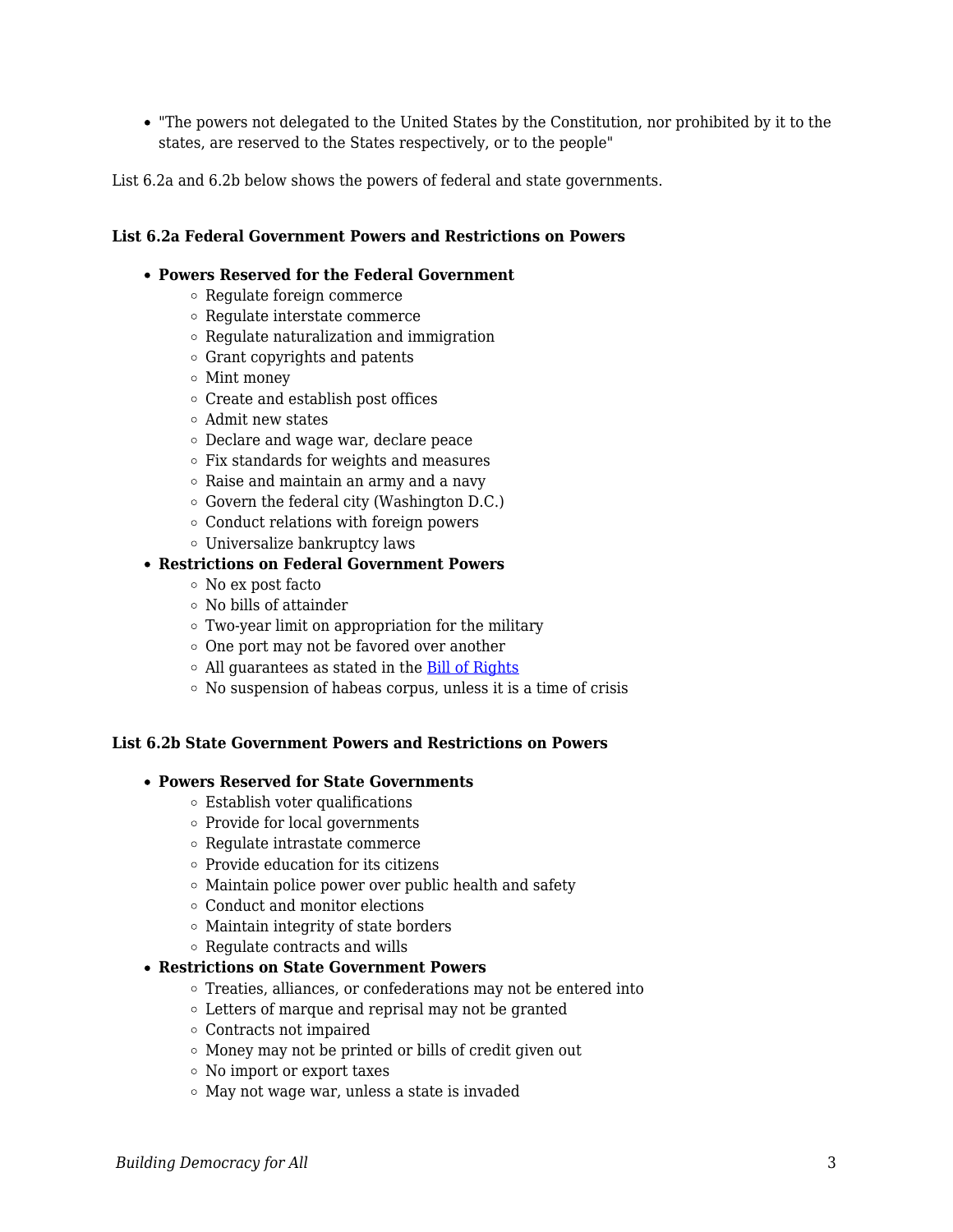- "The powers not delegated to the United States by the Constitution, nor prohibited by it to the states, are reserved to the States respectively, or to the people"

List 6.2a and 6.2b below shows the powers of federal and state governments.

**List 6.2a Federal Government Powers and Restrictions on Powers**

- **Powers Reserved for the Federal Government**
  - Regulate foreign commerce
  - Regulate interstate commerce
  - Regulate naturalization and immigration
  - Grant copyrights and patents
  - Mint money
  - Create and establish post offices
  - Admit new states
  - Declare and wage war, declare peace
  - Fix standards for weights and measures
  - Raise and maintain an army and a navy
  - Govern the federal city (Washington D.C.)
  - Conduct relations with foreign powers
  - Universalize bankruptcy laws
- **Restrictions on Federal Government Powers**
  - No ex post facto
  - No bills of attainder
  - Two-year limit on appropriation for the military
  - One port may not be favored over another
  - All guarantees as stated in the Bill of Rights
  - No suspension of habeas corpus, unless it is a time of crisis

**List 6.2b State Government Powers and Restrictions on Powers**

- **Powers Reserved for State Governments**
  - Establish voter qualifications
  - Provide for local governments
  - Regulate intrastate commerce
  - Provide education for its citizens
  - Maintain police power over public health and safety
  - Conduct and monitor elections
  - Maintain integrity of state borders
  - Regulate contracts and wills
- **Restrictions on State Government Powers**
  - Treaties, alliances, or confederations may not be entered into
  - Letters of marque and reprisal may not be granted
  - Contracts not impaired
  - Money may not be printed or bills of credit given out
  - No import or export taxes
  - May not wage war, unless a state is invaded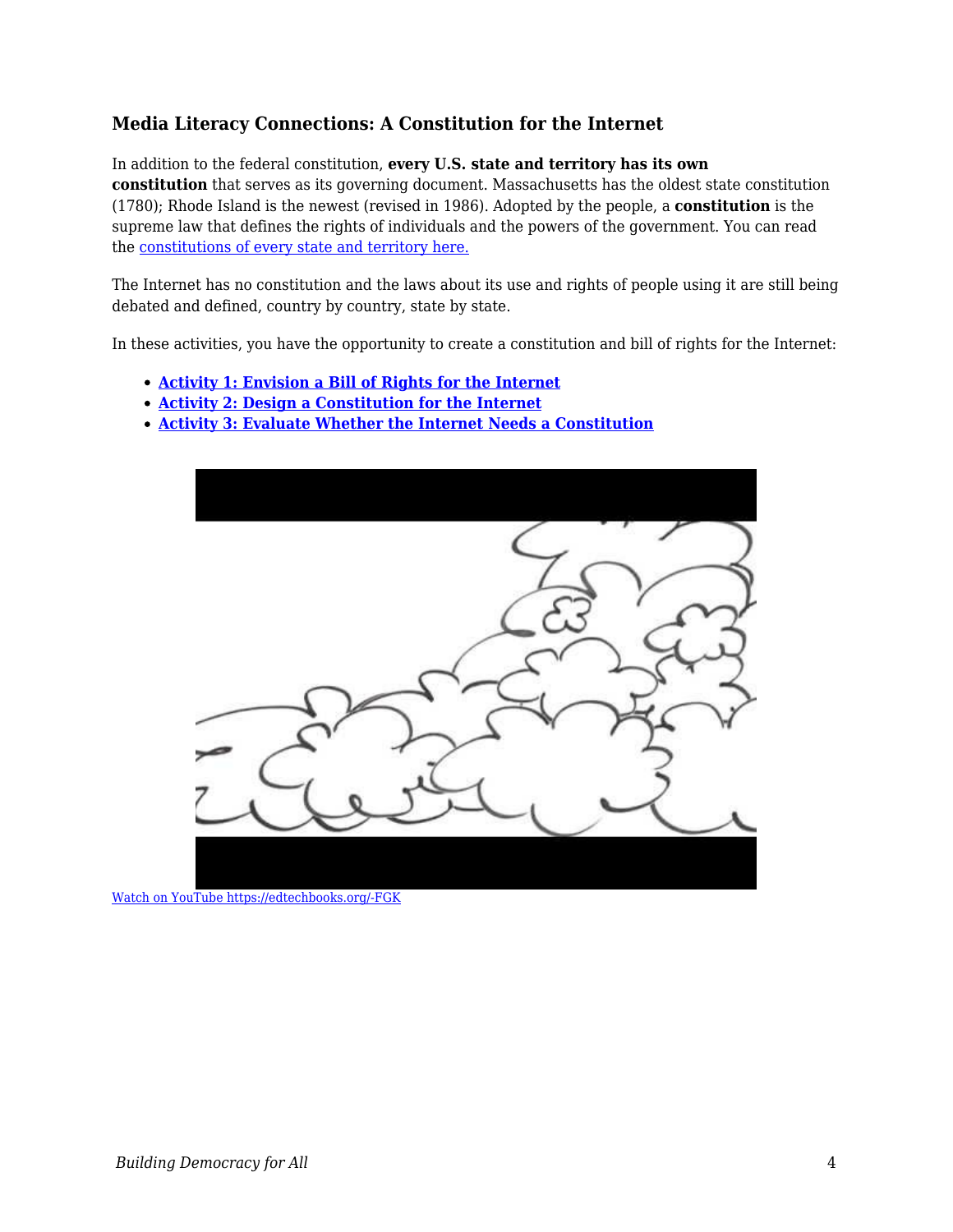### Media Literacy Connections: A Constitution for the Internet

In addition to the federal constitution, **every U.S. state and territory has its own constitution** that serves as its governing document. Massachusetts has the oldest state constitution (1780); Rhode Island is the newest (revised in 1986). Adopted by the people, a **constitution** is the supreme law that defines the rights of individuals and the powers of the government. You can read the [constitutions of every state and territory here.]()

The Internet has no constitution and the laws about its use and rights of people using it are still being debated and defined, country by country, state by state.

In these activities, you have the opportunity to create a constitution and bill of rights for the Internet:

- [**Activity 1: Envision a Bill of Rights for the Internet**]()
- [**Activity 2: Design a Constitution for the Internet**]()
- [**Activity 3: Evaluate Whether the Internet Needs a Constitution**]()

[Watch on YouTube https://edtechbooks.org/-FGK](https://edtechbooks.org/-FGK)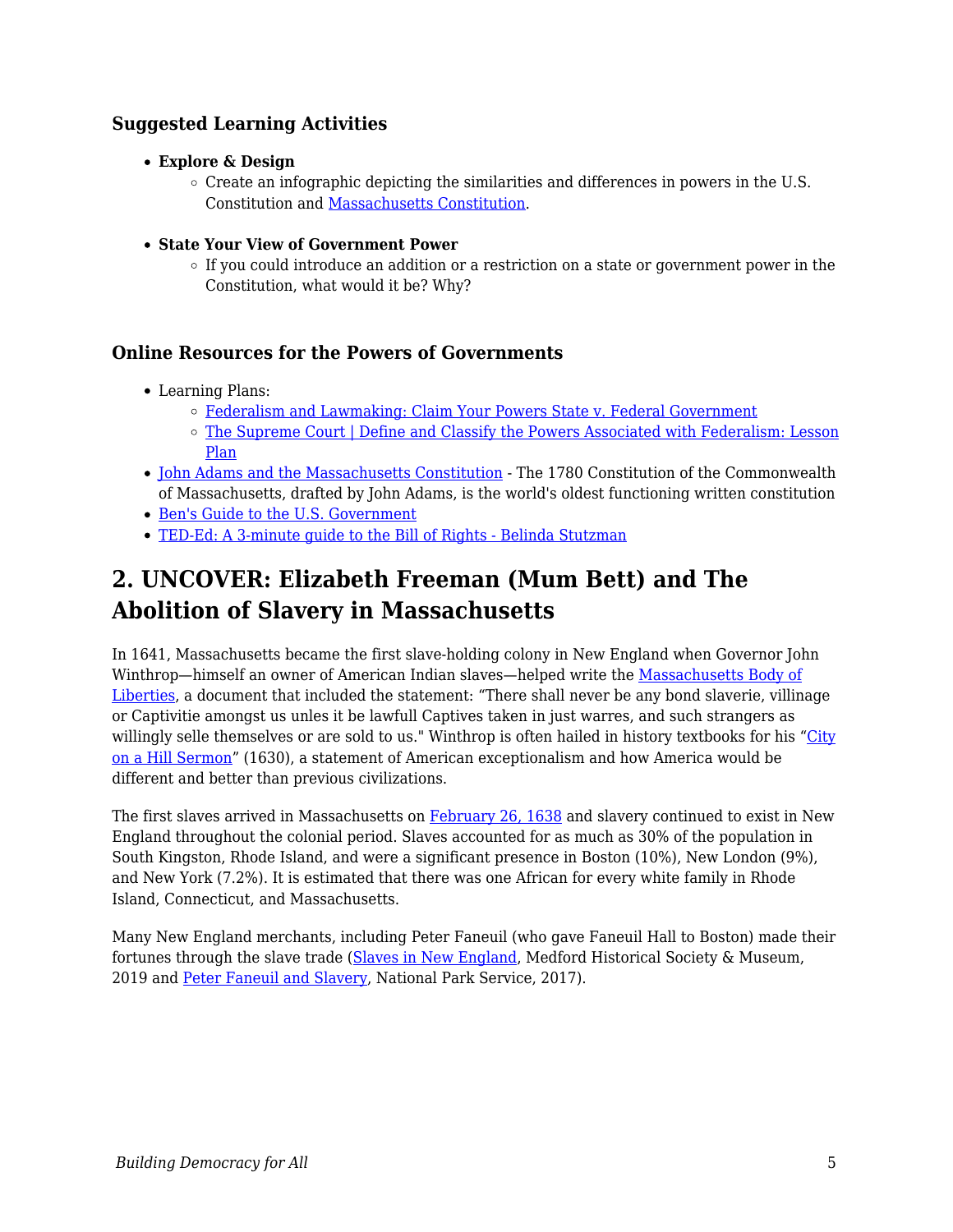### Suggested Learning Activities

- **Explore & Design**
  - Create an infographic depicting the similarities and differences in powers in the U.S. Constitution and Massachusetts Constitution.
- **State Your View of Government Power**
  - If you could introduce an addition or a restriction on a state or government power in the Constitution, what would it be? Why?

### Online Resources for the Powers of Governments

- Learning Plans:
  - Federalism and Lawmaking: Claim Your Powers State v. Federal Government
  - The Supreme Court | Define and Classify the Powers Associated with Federalism: Lesson Plan
- John Adams and the Massachusetts Constitution - The 1780 Constitution of the Commonwealth of Massachusetts, drafted by John Adams, is the world's oldest functioning written constitution
- Ben's Guide to the U.S. Government
- TED-Ed: A 3-minute guide to the Bill of Rights - Belinda Stutzman

## 2. UNCOVER: Elizabeth Freeman (Mum Bett) and The Abolition of Slavery in Massachusetts

In 1641, Massachusetts became the first slave-holding colony in New England when Governor John Winthrop—himself an owner of American Indian slaves—helped write the Massachusetts Body of Liberties, a document that included the statement: "There shall never be any bond slaverie, villinage or Captivitie amongst us unles it be lawfull Captives taken in just warres, and such strangers as willingly selle themselves or are sold to us." Winthrop is often hailed in history textbooks for his "City on a Hill Sermon" (1630), a statement of American exceptionalism and how America would be different and better than previous civilizations.

The first slaves arrived in Massachusetts on February 26, 1638 and slavery continued to exist in New England throughout the colonial period. Slaves accounted for as much as 30% of the population in South Kingston, Rhode Island, and were a significant presence in Boston (10%), New London (9%), and New York (7.2%). It is estimated that there was one African for every white family in Rhode Island, Connecticut, and Massachusetts.

Many New England merchants, including Peter Faneuil (who gave Faneuil Hall to Boston) made their fortunes through the slave trade (Slaves in New England, Medford Historical Society & Museum, 2019 and Peter Faneuil and Slavery, National Park Service, 2017).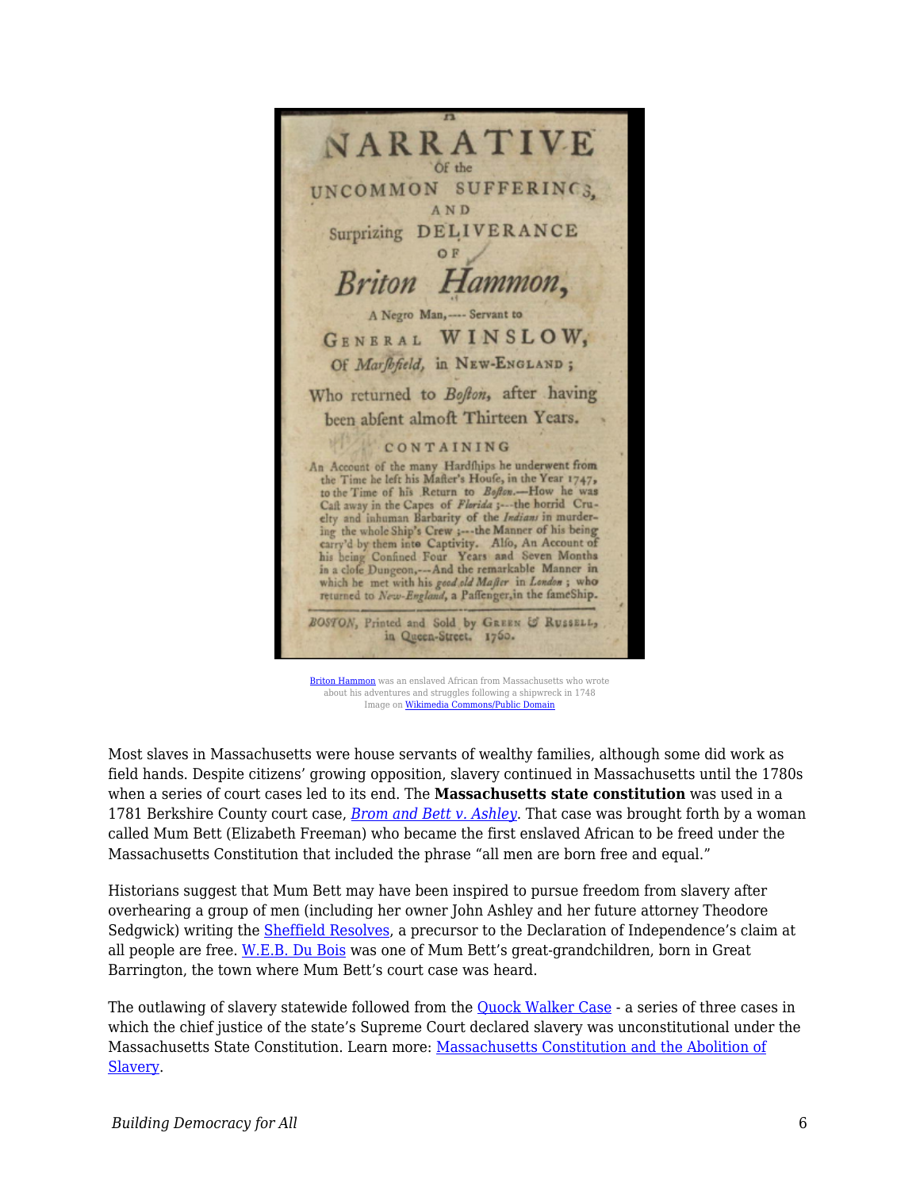Briton Hammon was an enslaved African from Massachusetts who wrote about his adventures and struggles following a shipwreck in 1748
Image on Wikimedia Commons/Public Domain

Most slaves in Massachusetts were house servants of wealthy families, although some did work as field hands. Despite citizens' growing opposition, slavery continued in Massachusetts until the 1780s when a series of court cases led to its end. The **Massachusetts state constitution** was used in a 1781 Berkshire County court case, *Brom and Bett v. Ashley*. That case was brought forth by a woman called Mum Bett (Elizabeth Freeman) who became the first enslaved African to be freed under the Massachusetts Constitution that included the phrase "all men are born free and equal."

Historians suggest that Mum Bett may have been inspired to pursue freedom from slavery after overhearing a group of men (including her owner John Ashley and her future attorney Theodore Sedgwick) writing the Sheffield Resolves, a precursor to the Declaration of Independence's claim at all people are free. W.E.B. Du Bois was one of Mum Bett's great-grandchildren, born in Great Barrington, the town where Mum Bett's court case was heard.

The outlawing of slavery statewide followed from the Quock Walker Case - a series of three cases in which the chief justice of the state's Supreme Court declared slavery was unconstitutional under the Massachusetts State Constitution. Learn more: Massachusetts Constitution and the Abolition of Slavery.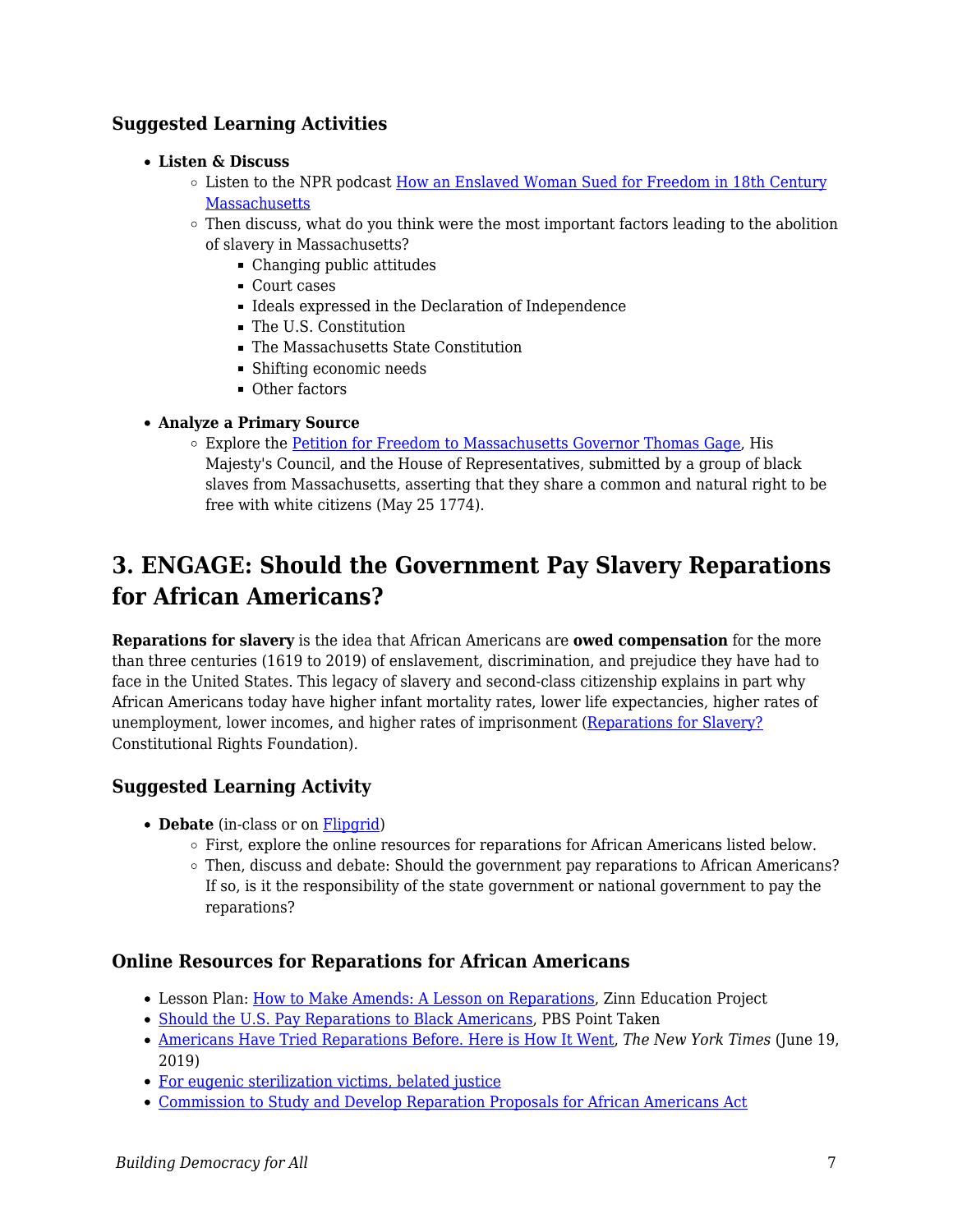### Suggested Learning Activities

- **Listen & Discuss**
  - Listen to the NPR podcast [How an Enslaved Woman Sued for Freedom in 18th Century Massachusetts]()
  - Then discuss, what do you think were the most important factors leading to the abolition of slavery in Massachusetts?
    - Changing public attitudes
    - Court cases
    - Ideals expressed in the Declaration of Independence
    - The U.S. Constitution
    - The Massachusetts State Constitution
    - Shifting economic needs
    - Other factors
- **Analyze a Primary Source**
  - Explore the [Petition for Freedom to Massachusetts Governor Thomas Gage](), His Majesty's Council, and the House of Representatives, submitted by a group of black slaves from Massachusetts, asserting that they share a common and natural right to be free with white citizens (May 25 1774).

## 3. ENGAGE: Should the Government Pay Slavery Reparations for African Americans?

**Reparations for slavery** is the idea that African Americans are **owed compensation** for the more than three centuries (1619 to 2019) of enslavement, discrimination, and prejudice they have had to face in the United States. This legacy of slavery and second-class citizenship explains in part why African Americans today have higher infant mortality rates, lower life expectancies, higher rates of unemployment, lower incomes, and higher rates of imprisonment ([Reparations for Slavery?]() Constitutional Rights Foundation).

### Suggested Learning Activity

- **Debate** (in-class or on [Flipgrid]())
  - First, explore the online resources for reparations for African Americans listed below.
  - Then, discuss and debate: Should the government pay reparations to African Americans? If so, is it the responsibility of the state government or national government to pay the reparations?

### Online Resources for Reparations for African Americans

- Lesson Plan: [How to Make Amends: A Lesson on Reparations](), Zinn Education Project
- [Should the U.S. Pay Reparations to Black Americans](), PBS Point Taken
- [Americans Have Tried Reparations Before. Here is How It Went](), *The New York Times* (June 19, 2019)
- [For eugenic sterilization victims, belated justice]()
- [Commission to Study and Develop Reparation Proposals for African Americans Act]()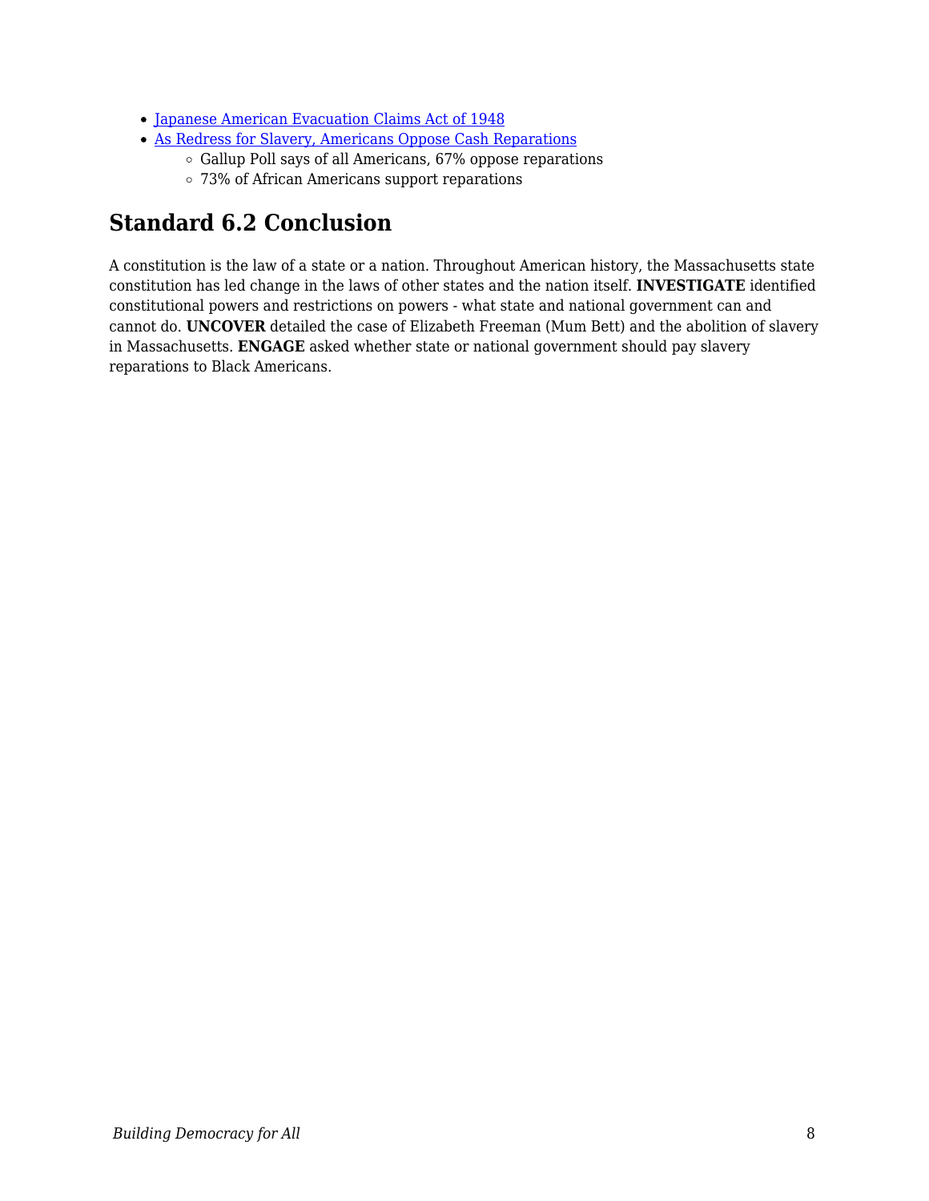- Japanese American Evacuation Claims Act of 1948
- As Redress for Slavery, Americans Oppose Cash Reparations
    - Gallup Poll says of all Americans, 67% oppose reparations
    - 73% of African Americans support reparations

## Standard 6.2 Conclusion

A constitution is the law of a state or a nation. Throughout American history, the Massachusetts state constitution has led change in the laws of other states and the nation itself. **INVESTIGATE** identified constitutional powers and restrictions on powers - what state and national government can and cannot do. **UNCOVER** detailed the case of Elizabeth Freeman (Mum Bett) and the abolition of slavery in Massachusetts. **ENGAGE** asked whether state or national government should pay slavery reparations to Black Americans.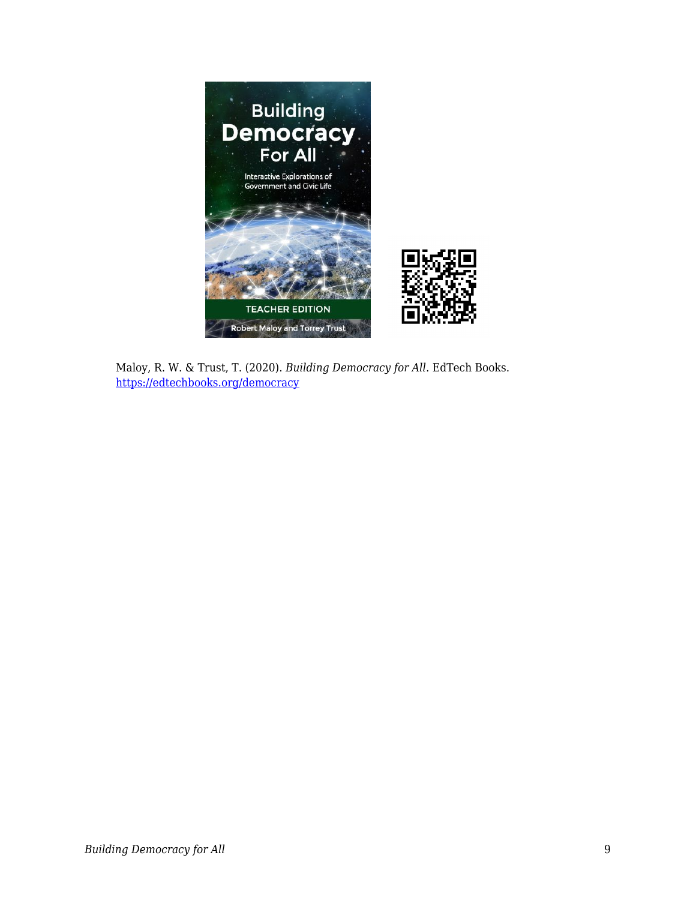Maloy, R. W. & Trust, T. (2020). *Building Democracy for All*. EdTech Books. https://edtechbooks.org/democracy